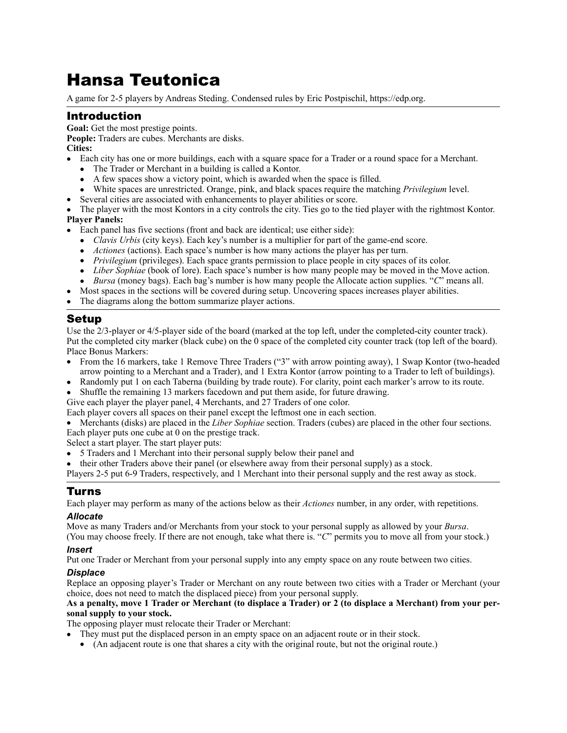# Hansa Teutonica

A game for 2-5 players by Andreas Steding. Condensed rules by Eric Postpischil, https://edp.org.

## Introduction

**Goal:** Get the most prestige points.

**People:** Traders are cubes. Merchants are disks.

**Cities:**

- Each city has one or more buildings, each with a square space for a Trader or a round space for a Merchant.
  - The Trader or Merchant in a building is called a Kontor.
  - A few spaces show a victory point, which is awarded when the space is filled.
  - White spaces are unrestricted. Orange, pink, and black spaces require the matching *Privilegium* level.
- Several cities are associated with enhancements to player abilities or score.
- The player with the most Kontors in a city controls the city. Ties go to the tied player with the rightmost Kontor.

**Player Panels:**

- Each panel has five sections (front and back are identical; use either side):
  - *Clavis Urbis* (city keys). Each key's number is a multiplier for part of the game-end score.
  - *Actiones* (actions). Each space's number is how many actions the player has per turn.
  - *Privilegium* (privileges). Each space grants permission to place people in city spaces of its color.
  - *Liber Sophiae* (book of lore). Each space's number is how many people may be moved in the Move action.
  - *Bursa* (money bags). Each bag's number is how many people the Allocate action supplies. "*C*" means all.
- Most spaces in the sections will be covered during setup. Uncovering spaces increases player abilities.
- The diagrams along the bottom summarize player actions.

## Setup

Use the 2/3-player or 4/5-player side of the board (marked at the top left, under the completed-city counter track).
Put the completed city marker (black cube) on the 0 space of the completed city counter track (top left of the board).
Place Bonus Markers:

- From the 16 markers, take 1 Remove Three Traders ("3" with arrow pointing away), 1 Swap Kontor (two-headed arrow pointing to a Merchant and a Trader), and 1 Extra Kontor (arrow pointing to a Trader to left of buildings).
- Randomly put 1 on each Taberna (building by trade route). For clarity, point each marker's arrow to its route.
- Shuffle the remaining 13 markers facedown and put them aside, for future drawing.

Give each player the player panel, 4 Merchants, and 27 Traders of one color.
Each player covers all spaces on their panel except the leftmost one in each section.

- Merchants (disks) are placed in the *Liber Sophiae* section. Traders (cubes) are placed in the other four sections.

Each player puts one cube at 0 on the prestige track.
Select a start player. The start player puts:

- 5 Traders and 1 Merchant into their personal supply below their panel and
- their other Traders above their panel (or elsewhere away from their personal supply) as a stock.

Players 2-5 put 6-9 Traders, respectively, and 1 Merchant into their personal supply and the rest away as stock.

## Turns

Each player may perform as many of the actions below as their *Actiones* number, in any order, with repetitions.

### *Allocate*

Move as many Traders and/or Merchants from your stock to your personal supply as allowed by your *Bursa*.
(You may choose freely. If there are not enough, take what there is. "*C*" permits you to move all from your stock.)

### *Insert*

Put one Trader or Merchant from your personal supply into any empty space on any route between two cities.

### *Displace*

Replace an opposing player's Trader or Merchant on any route between two cities with a Trader or Merchant (your choice, does not need to match the displaced piece) from your personal supply.

**As a penalty, move 1 Trader or Merchant (to displace a Trader) or 2 (to displace a Merchant) from your personal supply to your stock.**

The opposing player must relocate their Trader or Merchant:

- They must put the displaced person in an empty space on an adjacent route or in their stock.
  - (An adjacent route is one that shares a city with the original route, but not the original route.)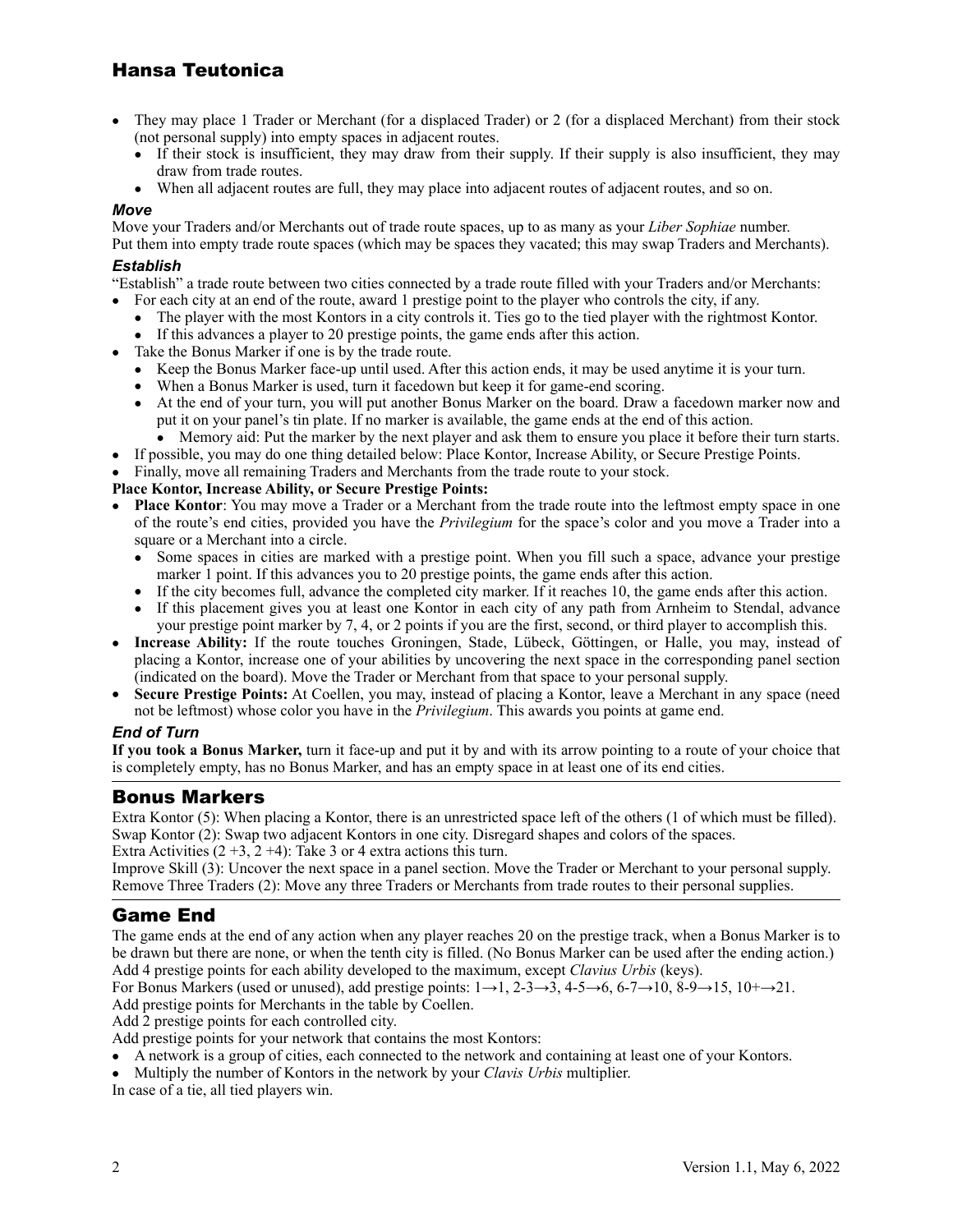- They may place 1 Trader or Merchant (for a displaced Trader) or 2 (for a displaced Merchant) from their stock (not personal supply) into empty spaces in adjacent routes.
  - If their stock is insufficient, they may draw from their supply. If their supply is also insufficient, they may draw from trade routes.
  - When all adjacent routes are full, they may place into adjacent routes of adjacent routes, and so on.

### *Move*

Move your Traders and/or Merchants out of trade route spaces, up to as many as your *Liber Sophiae* number.
Put them into empty trade route spaces (which may be spaces they vacated; this may swap Traders and Merchants).

### *Establish*

"Establish" a trade route between two cities connected by a trade route filled with your Traders and/or Merchants:

- For each city at an end of the route, award 1 prestige point to the player who controls the city, if any.
  - The player with the most Kontors in a city controls it. Ties go to the tied player with the rightmost Kontor.
  - If this advances a player to 20 prestige points, the game ends after this action.
- Take the Bonus Marker if one is by the trade route.
  - Keep the Bonus Marker face-up until used. After this action ends, it may be used anytime it is your turn.
  - When a Bonus Marker is used, turn it facedown but keep it for game-end scoring.
  - At the end of your turn, you will put another Bonus Marker on the board. Draw a facedown marker now and put it on your panel's tin plate. If no marker is available, the game ends at the end of this action.
    - Memory aid: Put the marker by the next player and ask them to ensure you place it before their turn starts.
- If possible, you may do one thing detailed below: Place Kontor, Increase Ability, or Secure Prestige Points.
- Finally, move all remaining Traders and Merchants from the trade route to your stock.

**Place Kontor, Increase Ability, or Secure Prestige Points:**

- **Place Kontor**: You may move a Trader or a Merchant from the trade route into the leftmost empty space in one of the route's end cities, provided you have the *Privilegium* for the space's color and you move a Trader into a square or a Merchant into a circle.
  - Some spaces in cities are marked with a prestige point. When you fill such a space, advance your prestige marker 1 point. If this advances you to 20 prestige points, the game ends after this action.
  - If the city becomes full, advance the completed city marker. If it reaches 10, the game ends after this action.
  - If this placement gives you at least one Kontor in each city of any path from Arnheim to Stendal, advance your prestige point marker by 7, 4, or 2 points if you are the first, second, or third player to accomplish this.
- **Increase Ability:** If the route touches Groningen, Stade, Lübeck, Göttingen, or Halle, you may, instead of placing a Kontor, increase one of your abilities by uncovering the next space in the corresponding panel section (indicated on the board). Move the Trader or Merchant from that space to your personal supply.
- **Secure Prestige Points:** At Coellen, you may, instead of placing a Kontor, leave a Merchant in any space (need not be leftmost) whose color you have in the *Privilegium*. This awards you points at game end.

### *End of Turn*

**If you took a Bonus Marker,** turn it face-up and put it by and with its arrow pointing to a route of your choice that is completely empty, has no Bonus Marker, and has an empty space in at least one of its end cities.

## Bonus Markers

Extra Kontor (5): When placing a Kontor, there is an unrestricted space left of the others (1 of which must be filled).
Swap Kontor (2): Swap two adjacent Kontors in one city. Disregard shapes and colors of the spaces.
Extra Activities (2 +3, 2 +4): Take 3 or 4 extra actions this turn.
Improve Skill (3): Uncover the next space in a panel section. Move the Trader or Merchant to your personal supply.
Remove Three Traders (2): Move any three Traders or Merchants from trade routes to their personal supplies.

## Game End

The game ends at the end of any action when any player reaches 20 on the prestige track, when a Bonus Marker is to be drawn but there are none, or when the tenth city is filled. (No Bonus Marker can be used after the ending action.)
Add 4 prestige points for each ability developed to the maximum, except *Clavius Urbis* (keys).
For Bonus Markers (used or unused), add prestige points: 1→1, 2-3→3, 4-5→6, 6-7→10, 8-9→15, 10+→21.
Add prestige points for Merchants in the table by Coellen.
Add 2 prestige points for each controlled city.
Add prestige points for your network that contains the most Kontors:

- A network is a group of cities, each connected to the network and containing at least one of your Kontors.
- Multiply the number of Kontors in the network by your *Clavis Urbis* multiplier.

In case of a tie, all tied players win.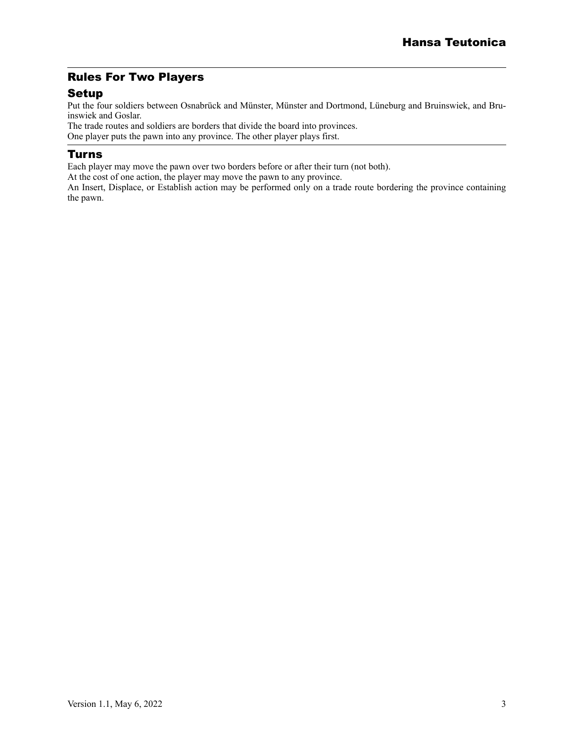## Rules For Two Players

### Setup

Put the four soldiers between Osnabrück and Münster, Münster and Dortmund, Lüneburg and Bruinswiek, and Bruinswiek and Goslar.

The trade routes and soldiers are borders that divide the board into provinces.

One player puts the pawn into any province. The other player plays first.

### Turns

Each player may move the pawn over two borders before or after their turn (not both).

At the cost of one action, the player may move the pawn to any province.

An Insert, Displace, or Establish action may be performed only on a trade route bordering the province containing the pawn.